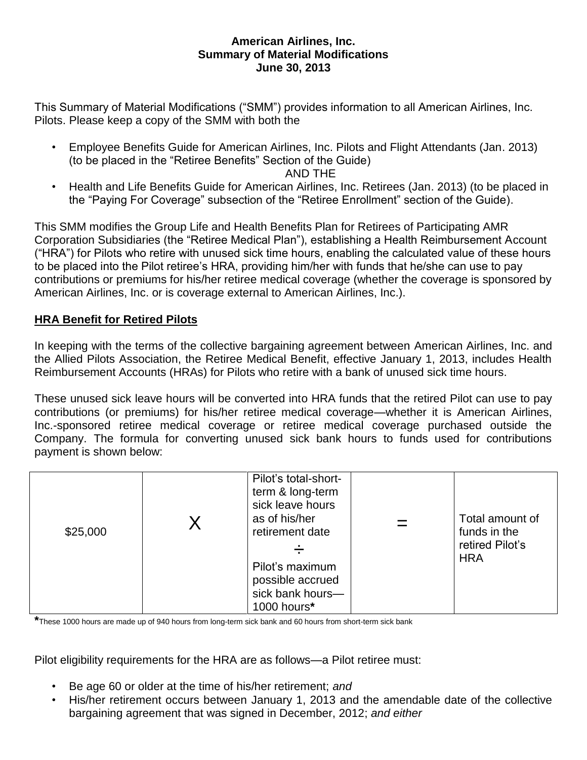**American Airlines, Inc.**
**Summary of Material Modifications**
**June 30, 2013**

This Summary of Material Modifications ("SMM") provides information to all American Airlines, Inc. Pilots. Please keep a copy of the SMM with both the

- Employee Benefits Guide for American Airlines, Inc. Pilots and Flight Attendants (Jan. 2013) (to be placed in the "Retiree Benefits" Section of the Guide)

  AND THE

- Health and Life Benefits Guide for American Airlines, Inc. Retirees (Jan. 2013) (to be placed in the "Paying For Coverage" subsection of the "Retiree Enrollment" section of the Guide).

This SMM modifies the Group Life and Health Benefits Plan for Retirees of Participating AMR Corporation Subsidiaries (the "Retiree Medical Plan"), establishing a Health Reimbursement Account ("HRA") for Pilots who retire with unused sick time hours, enabling the calculated value of these hours to be placed into the Pilot retiree's HRA, providing him/her with funds that he/she can use to pay contributions or premiums for his/her retiree medical coverage (whether the coverage is sponsored by American Airlines, Inc. or is coverage external to American Airlines, Inc.).

## HRA Benefit for Retired Pilots

In keeping with the terms of the collective bargaining agreement between American Airlines, Inc. and the Allied Pilots Association, the Retiree Medical Benefit, effective January 1, 2013, includes Health Reimbursement Accounts (HRAs) for Pilots who retire with a bank of unused sick time hours.

These unused sick leave hours will be converted into HRA funds that the retired Pilot can use to pay contributions (or premiums) for his/her retiree medical coverage—whether it is American Airlines, Inc.-sponsored retiree medical coverage or retiree medical coverage purchased outside the Company. The formula for converting unused sick bank hours to funds used for contributions payment is shown below:

| | | | | |
|---|---|---|---|---|
| $25,000 | X | Pilot's total-short-term & long-term sick leave hours as of his/her retirement date ÷ Pilot's maximum possible accrued sick bank hours—1000 hours* | = | Total amount of funds in the retired Pilot's HRA |

*These 1000 hours are made up of 940 hours from long-term sick bank and 60 hours from short-term sick bank

Pilot eligibility requirements for the HRA are as follows—a Pilot retiree must:

- Be age 60 or older at the time of his/her retirement; *and*
- His/her retirement occurs between January 1, 2013 and the amendable date of the collective bargaining agreement that was signed in December, 2012; *and either*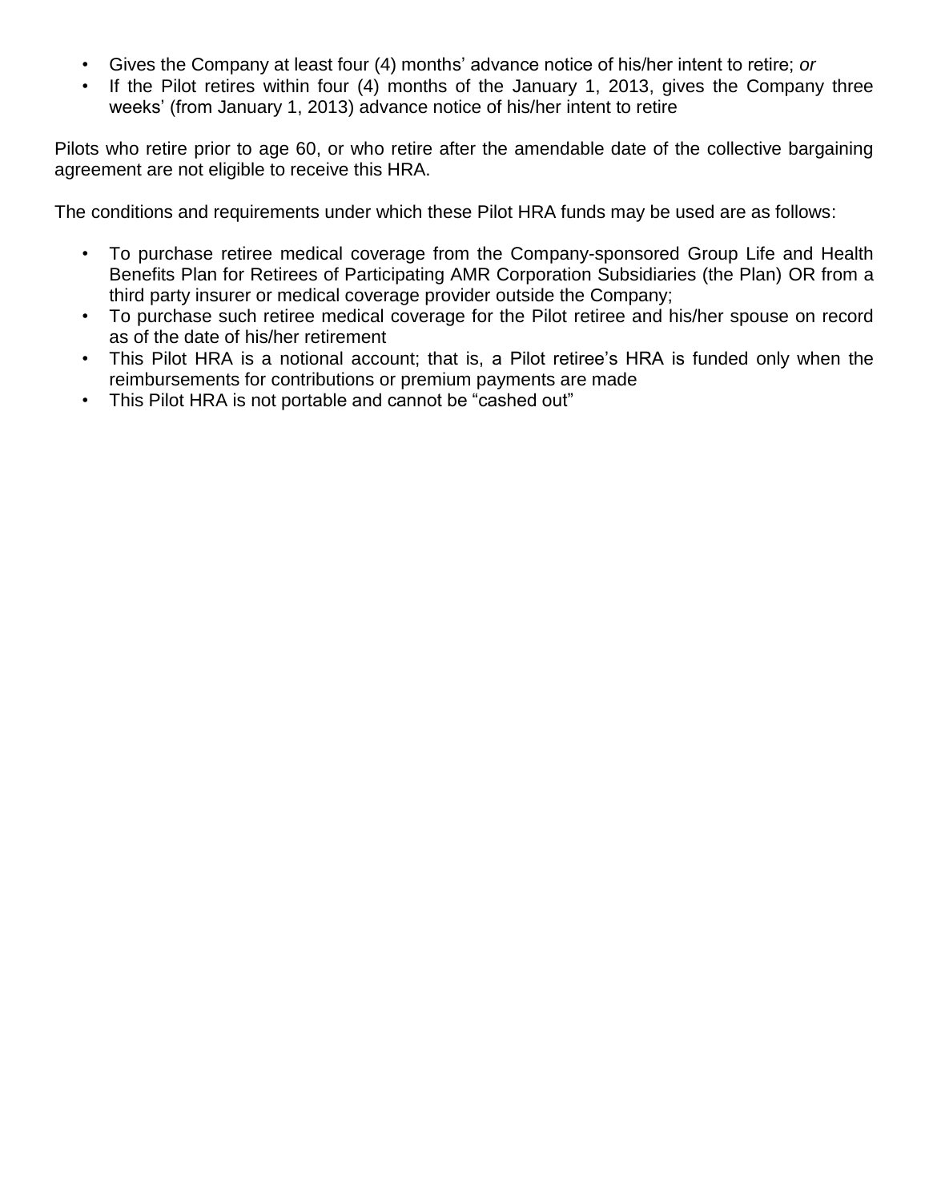- Gives the Company at least four (4) months' advance notice of his/her intent to retire; *or*
- If the Pilot retires within four (4) months of the January 1, 2013, gives the Company three weeks' (from January 1, 2013) advance notice of his/her intent to retire

Pilots who retire prior to age 60, or who retire after the amendable date of the collective bargaining agreement are not eligible to receive this HRA.

The conditions and requirements under which these Pilot HRA funds may be used are as follows:

- To purchase retiree medical coverage from the Company-sponsored Group Life and Health Benefits Plan for Retirees of Participating AMR Corporation Subsidiaries (the Plan) OR from a third party insurer or medical coverage provider outside the Company;
- To purchase such retiree medical coverage for the Pilot retiree and his/her spouse on record as of the date of his/her retirement
- This Pilot HRA is a notional account; that is, a Pilot retiree's HRA is funded only when the reimbursements for contributions or premium payments are made
- This Pilot HRA is not portable and cannot be "cashed out"